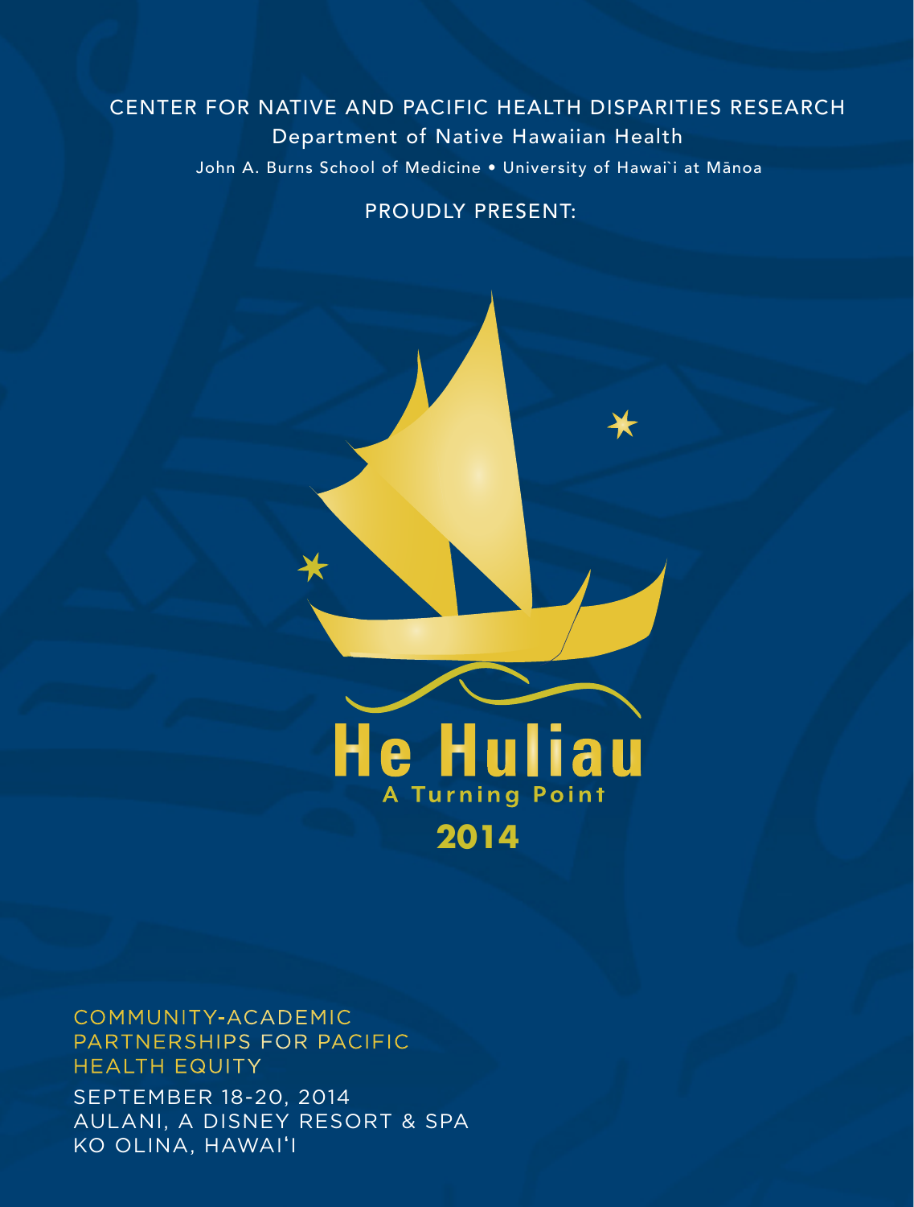CENTER FOR NATIVE AND PACIFIC HEALTH DISPARITIES RESEARCH

Department of Native Hawaiian Health

John A. Burns School of Medicine • University of Hawai`i at Mānoa

PROUDLY PRESENT:

# He Huliau

## A Turning Point

## 2014

COMMUNITY-ACADEMIC PARTNERSHIPS FOR PACIFIC HEALTH EQUITY

SEPTEMBER 18-20, 2014
AULANI, A DISNEY RESORT & SPA
KO OLINA, HAWAIʻI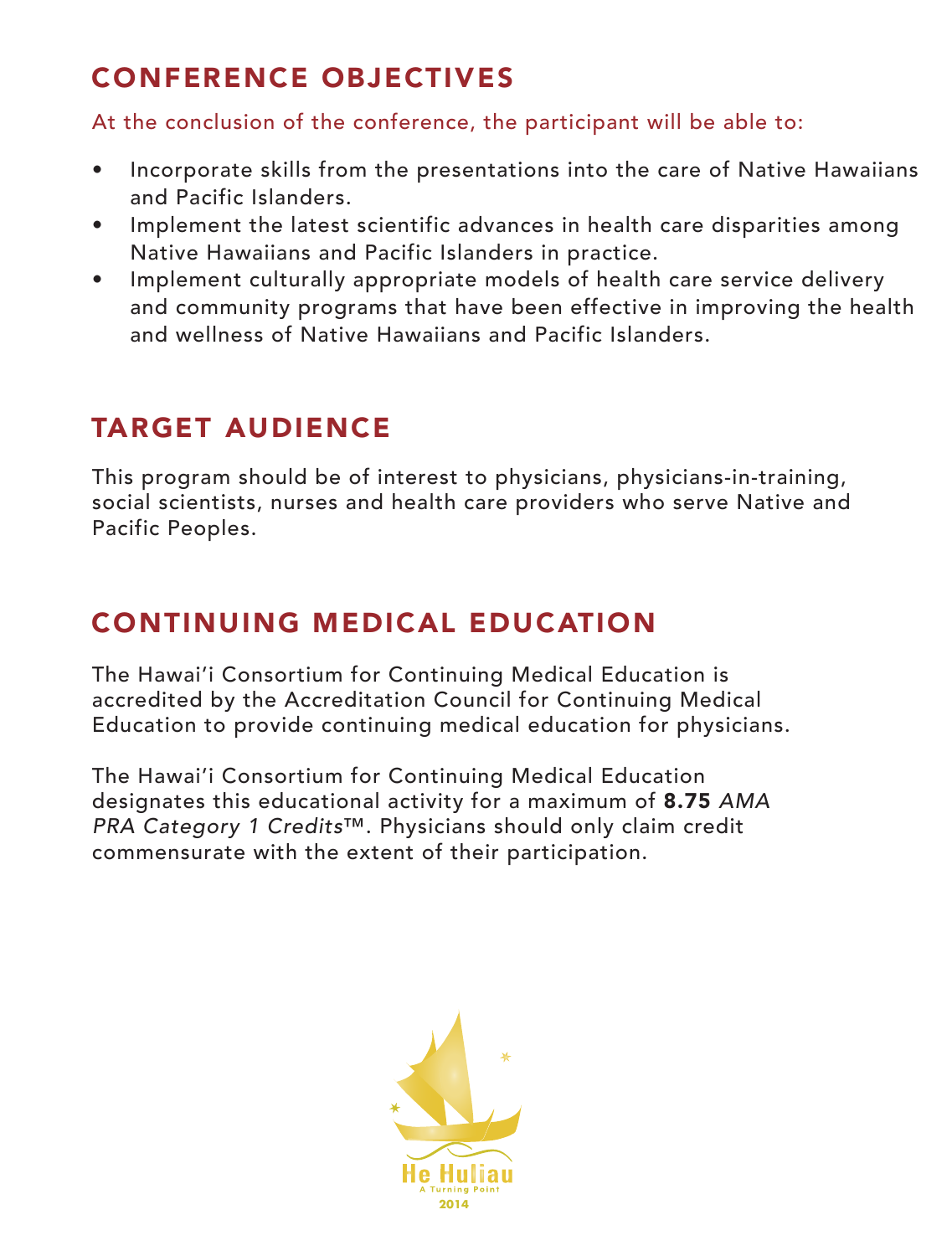## CONFERENCE OBJECTIVES

At the conclusion of the conference, the participant will be able to:

- Incorporate skills from the presentations into the care of Native Hawaiians and Pacific Islanders.
- Implement the latest scientific advances in health care disparities among Native Hawaiians and Pacific Islanders in practice.
- Implement culturally appropriate models of health care service delivery and community programs that have been effective in improving the health and wellness of Native Hawaiians and Pacific Islanders.

## TARGET AUDIENCE

This program should be of interest to physicians, physicians-in-training, social scientists, nurses and health care providers who serve Native and Pacific Peoples.

## CONTINUING MEDICAL EDUCATION

The Hawai'i Consortium for Continuing Medical Education is accredited by the Accreditation Council for Continuing Medical Education to provide continuing medical education for physicians.

The Hawai'i Consortium for Continuing Medical Education designates this educational activity for a maximum of **8.75** *AMA PRA Category 1 Credits*™. Physicians should only claim credit commensurate with the extent of their participation.

He Huliau
A Turning Point
2014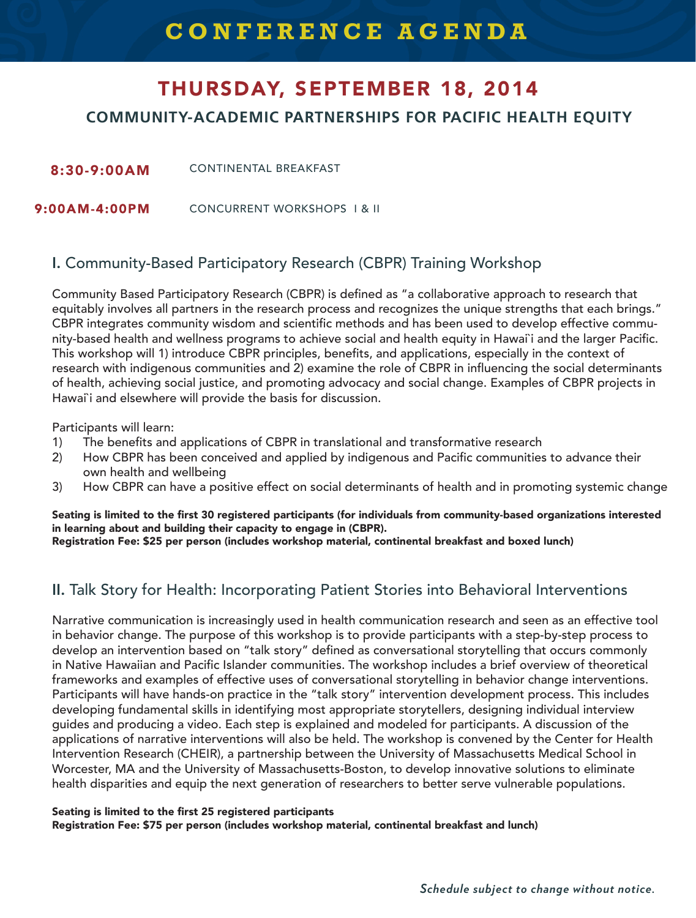# CONFERENCE AGENDA

## THURSDAY, SEPTEMBER 18, 2014

### COMMUNITY-ACADEMIC PARTNERSHIPS FOR PACIFIC HEALTH EQUITY

**8:30-9:00AM** CONTINENTAL BREAKFAST

**9:00AM-4:00PM** CONCURRENT WORKSHOPS I & II

### I. Community-Based Participatory Research (CBPR) Training Workshop

Community Based Participatory Research (CBPR) is defined as "a collaborative approach to research that equitably involves all partners in the research process and recognizes the unique strengths that each brings." CBPR integrates community wisdom and scientific methods and has been used to develop effective community-based health and wellness programs to achieve social and health equity in Hawai`i and the larger Pacific. This workshop will 1) introduce CBPR principles, benefits, and applications, especially in the context of research with indigenous communities and 2) examine the role of CBPR in influencing the social determinants of health, achieving social justice, and promoting advocacy and social change. Examples of CBPR projects in Hawai`i and elsewhere will provide the basis for discussion.

Participants will learn:

1) The benefits and applications of CBPR in translational and transformative research
2) How CBPR has been conceived and applied by indigenous and Pacific communities to advance their own health and wellbeing
3) How CBPR can have a positive effect on social determinants of health and in promoting systemic change

**Seating is limited to the first 30 registered participants (for individuals from community-based organizations interested in learning about and building their capacity to engage in (CBPR).**
**Registration Fee: $25 per person (includes workshop material, continental breakfast and boxed lunch)**

### II. Talk Story for Health: Incorporating Patient Stories into Behavioral Interventions

Narrative communication is increasingly used in health communication research and seen as an effective tool in behavior change. The purpose of this workshop is to provide participants with a step-by-step process to develop an intervention based on "talk story" defined as conversational storytelling that occurs commonly in Native Hawaiian and Pacific Islander communities. The workshop includes a brief overview of theoretical frameworks and examples of effective uses of conversational storytelling in behavior change interventions. Participants will have hands-on practice in the "talk story" intervention development process. This includes developing fundamental skills in identifying most appropriate storytellers, designing individual interview guides and producing a video. Each step is explained and modeled for participants. A discussion of the applications of narrative interventions will also be held. The workshop is convened by the Center for Health Intervention Research (CHEIR), a partnership between the University of Massachusetts Medical School in Worcester, MA and the University of Massachusetts-Boston, to develop innovative solutions to eliminate health disparities and equip the next generation of researchers to better serve vulnerable populations.

**Seating is limited to the first 25 registered participants**
**Registration Fee: $75 per person (includes workshop material, continental breakfast and lunch)**

***Schedule subject to change without notice.***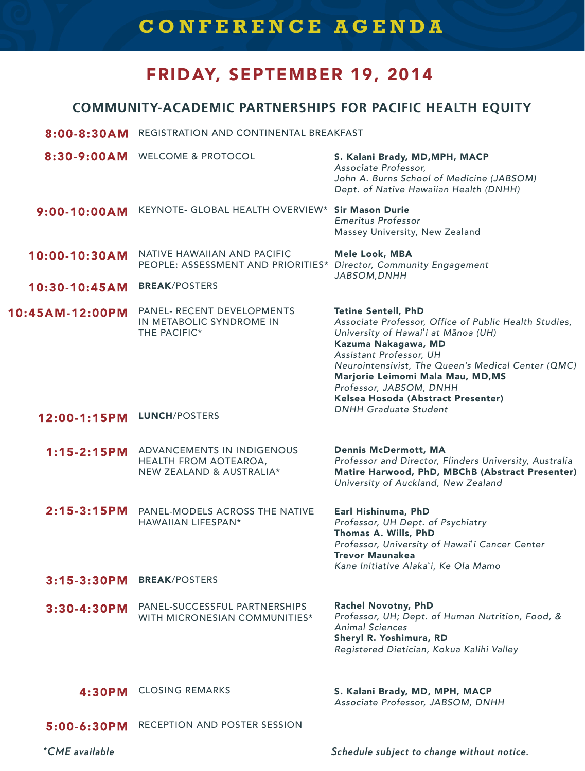# CONFERENCE AGENDA

## FRIDAY, SEPTEMBER 19, 2014

### COMMUNITY-ACADEMIC PARTNERSHIPS FOR PACIFIC HEALTH EQUITY

| Time | Session | Speaker(s) |
|---|---|---|
| **8:00-8:30AM** | REGISTRATION AND CONTINENTAL BREAKFAST | |
| **8:30-9:00AM** | WELCOME & PROTOCOL | **S. Kalani Brady, MD,MPH, MACP**<br>*Associate Professor, John A. Burns School of Medicine (JABSOM) Dept. of Native Hawaiian Health (DNHH)* |
| **9:00-10:00AM** | KEYNOTE- GLOBAL HEALTH OVERVIEW* | **Sir Mason Durie**<br>*Emeritus Professor*<br>Massey University, New Zealand |
| **10:00-10:30AM** | NATIVE HAWAIIAN AND PACIFIC PEOPLE: ASSESSMENT AND PRIORITIES* | **Mele Look, MBA**<br>*Director, Community Engagement JABSOM,DNHH* |
| **10:30-10:45AM** | **BREAK**/POSTERS | |
| **10:45AM-12:00PM** | PANEL- RECENT DEVELOPMENTS IN METABOLIC SYNDROME IN THE PACIFIC* | **Tetine Sentell, PhD**<br>*Associate Professor, Office of Public Health Studies, University of Hawaiʻi at Mānoa (UH)*<br>**Kazuma Nakagawa, MD**<br>*Assistant Professor, UH Neurointensivist, The Queen's Medical Center (QMC)*<br>**Marjorie Leimomi Mala Mau, MD,MS**<br>*Professor, JABSOM, DNHH*<br>**Kelsea Hosoda (Abstract Presenter)**<br>*DNHH Graduate Student* |
| **12:00-1:15PM** | **LUNCH**/POSTERS | |
| **1:15-2:15PM** | ADVANCEMENTS IN INDIGENOUS HEALTH FROM AOTEAROA, NEW ZEALAND & AUSTRALIA* | **Dennis McDermott, MA**<br>*Professor and Director, Flinders University, Australia*<br>**Matire Harwood, PhD, MBChB (Abstract Presenter)**<br>*University of Auckland, New Zealand* |
| **2:15-3:15PM** | PANEL-MODELS ACROSS THE NATIVE HAWAIIAN LIFESPAN* | **Earl Hishinuma, PhD**<br>*Professor, UH Dept. of Psychiatry*<br>**Thomas A. Wills, PhD**<br>*Professor, University of Hawaiʻi Cancer Center*<br>**Trevor Maunakea**<br>*Kane Initiative Alakaʻi, Ke Ola Mamo* |
| **3:15-3:30PM** | **BREAK**/POSTERS | |
| **3:30-4:30PM** | PANEL-SUCCESSFUL PARTNERSHIPS WITH MICRONESIAN COMMUNITIES* | **Rachel Novotny, PhD**<br>*Professor, UH; Dept. of Human Nutrition, Food, & Animal Sciences*<br>**Sheryl R. Yoshimura, RD**<br>*Registered Dietician, Kokua Kalihi Valley* |
| **4:30PM** | CLOSING REMARKS | **S. Kalani Brady, MD, MPH, MACP**<br>*Associate Professor, JABSOM, DNHH* |
| **5:00-6:30PM** | RECEPTION AND POSTER SESSION | |

***CME available***

***Schedule subject to change without notice.***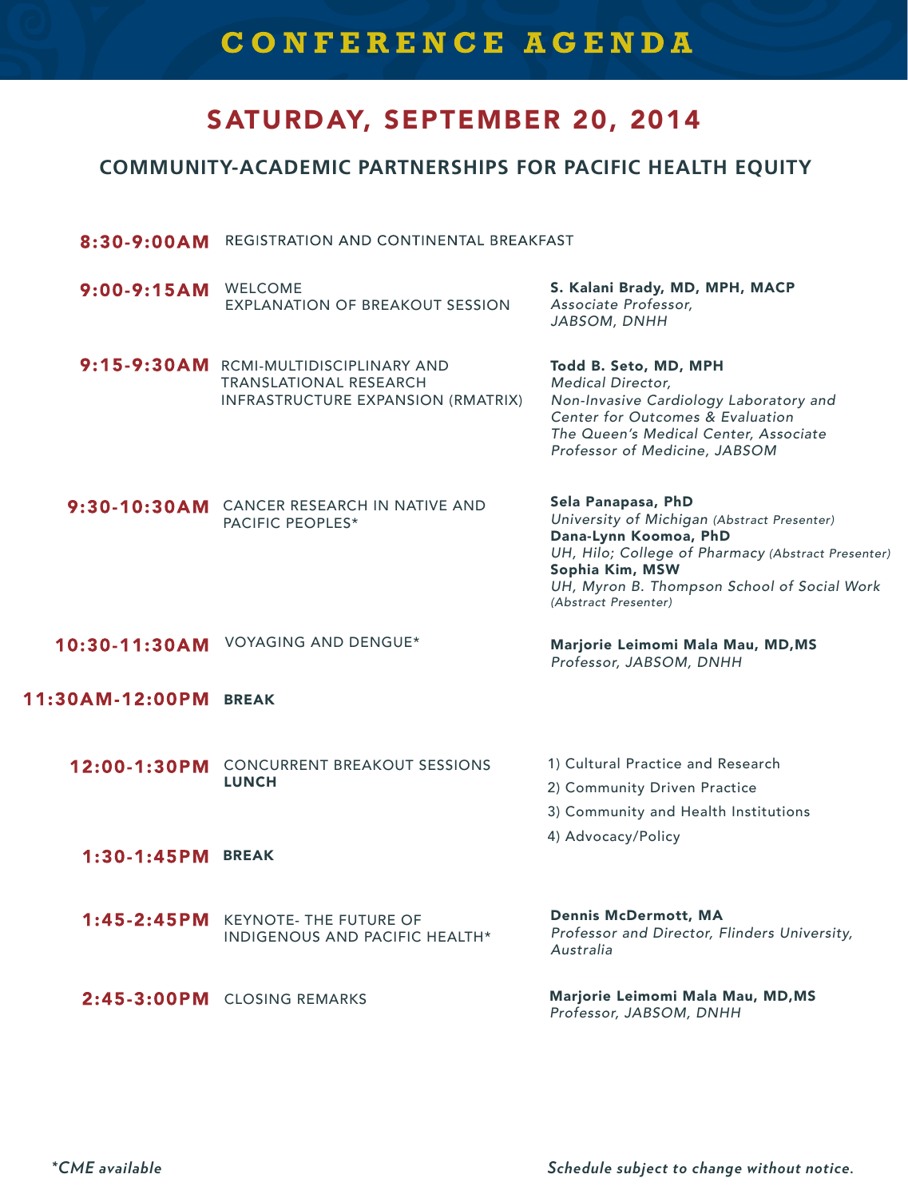# CONFERENCE AGENDA

## SATURDAY, SEPTEMBER 20, 2014

### COMMUNITY-ACADEMIC PARTNERSHIPS FOR PACIFIC HEALTH EQUITY

| Time | Session | Presenter |
|---|---|---|
| **8:30-9:00AM** | REGISTRATION AND CONTINENTAL BREAKFAST | |
| **9:00-9:15AM** | WELCOME<br>EXPLANATION OF BREAKOUT SESSION | **S. Kalani Brady, MD, MPH, MACP**<br>*Associate Professor, JABSOM, DNHH* |
| **9:15-9:30AM** | RCMI-MULTIDISCIPLINARY AND TRANSLATIONAL RESEARCH INFRASTRUCTURE EXPANSION (RMATRIX) | **Todd B. Seto, MD, MPH**<br>*Medical Director, Non-Invasive Cardiology Laboratory and Center for Outcomes & Evaluation The Queen's Medical Center, Associate Professor of Medicine, JABSOM* |
| **9:30-10:30AM** | CANCER RESEARCH IN NATIVE AND PACIFIC PEOPLES* | **Sela Panapasa, PhD**<br>*University of Michigan (Abstract Presenter)*<br>**Dana-Lynn Koomoa, PhD**<br>*UH, Hilo; College of Pharmacy (Abstract Presenter)*<br>**Sophia Kim, MSW**<br>*UH, Myron B. Thompson School of Social Work (Abstract Presenter)* |
| **10:30-11:30AM** | VOYAGING AND DENGUE* | **Marjorie Leimomi Mala Mau, MD,MS**<br>*Professor, JABSOM, DNHH* |
| **11:30AM-12:00PM** | **BREAK** | |
| **12:00-1:30PM** | CONCURRENT BREAKOUT SESSIONS<br>**LUNCH** | 1) Cultural Practice and Research<br>2) Community Driven Practice<br>3) Community and Health Institutions<br>4) Advocacy/Policy |
| **1:30-1:45PM** | **BREAK** | |
| **1:45-2:45PM** | KEYNOTE- THE FUTURE OF INDIGENOUS AND PACIFIC HEALTH* | **Dennis McDermott, MA**<br>*Professor and Director, Flinders University, Australia* |
| **2:45-3:00PM** | CLOSING REMARKS | **Marjorie Leimomi Mala Mau, MD,MS**<br>*Professor, JABSOM, DNHH* |

**\*CME available**

***Schedule subject to change without notice.***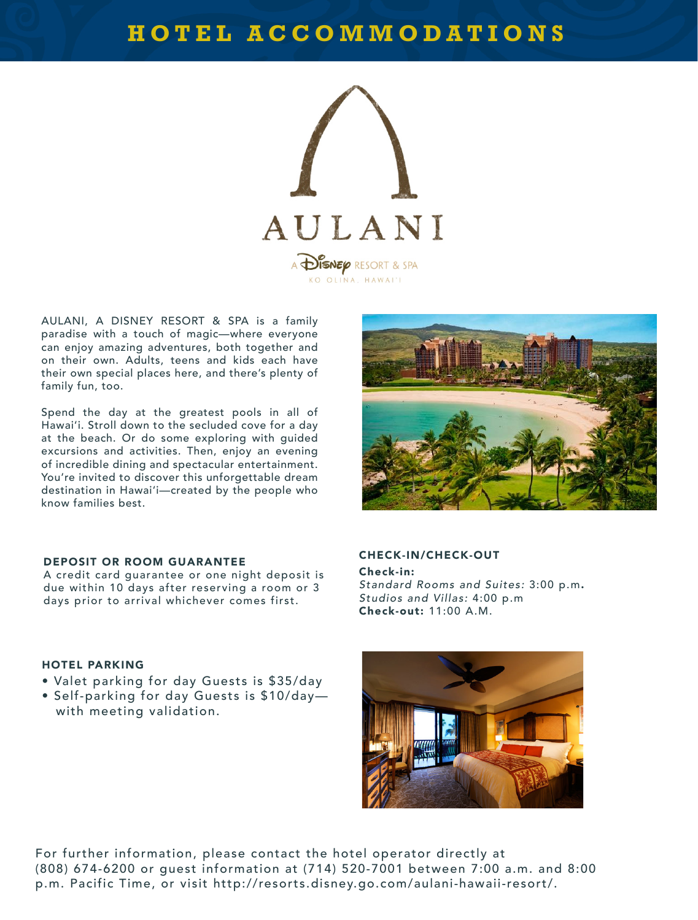# HOTEL ACCOMMODATIONS

AULANI

A DISNEY RESORT & SPA

KO OLINA, HAWAI'I

AULANI, A DISNEY RESORT & SPA is a family paradise with a touch of magic—where everyone can enjoy amazing adventures, both together and on their own. Adults, teens and kids each have their own special places here, and there's plenty of family fun, too.

Spend the day at the greatest pools in all of Hawai'i. Stroll down to the secluded cove for a day at the beach. Or do some exploring with guided excursions and activities. Then, enjoy an evening of incredible dining and spectacular entertainment. You're invited to discover this unforgettable dream destination in Hawai'i—created by the people who know families best.

## DEPOSIT OR ROOM GUARANTEE

A credit card guarantee or one night deposit is due within 10 days after reserving a room or 3 days prior to arrival whichever comes first.

## CHECK-IN/CHECK-OUT

**Check-in:**
*Standard Rooms and Suites:* 3:00 p.m.
*Studios and Villas:* 4:00 p.m
**Check-out:** 11:00 A.M.

## HOTEL PARKING

- Valet parking for day Guests is $35/day
- Self-parking for day Guests is $10/day—with meeting validation.

For further information, please contact the hotel operator directly at (808) 674-6200 or guest information at (714) 520-7001 between 7:00 a.m. and 8:00 p.m. Pacific Time, or visit http://resorts.disney.go.com/aulani-hawaii-resort/.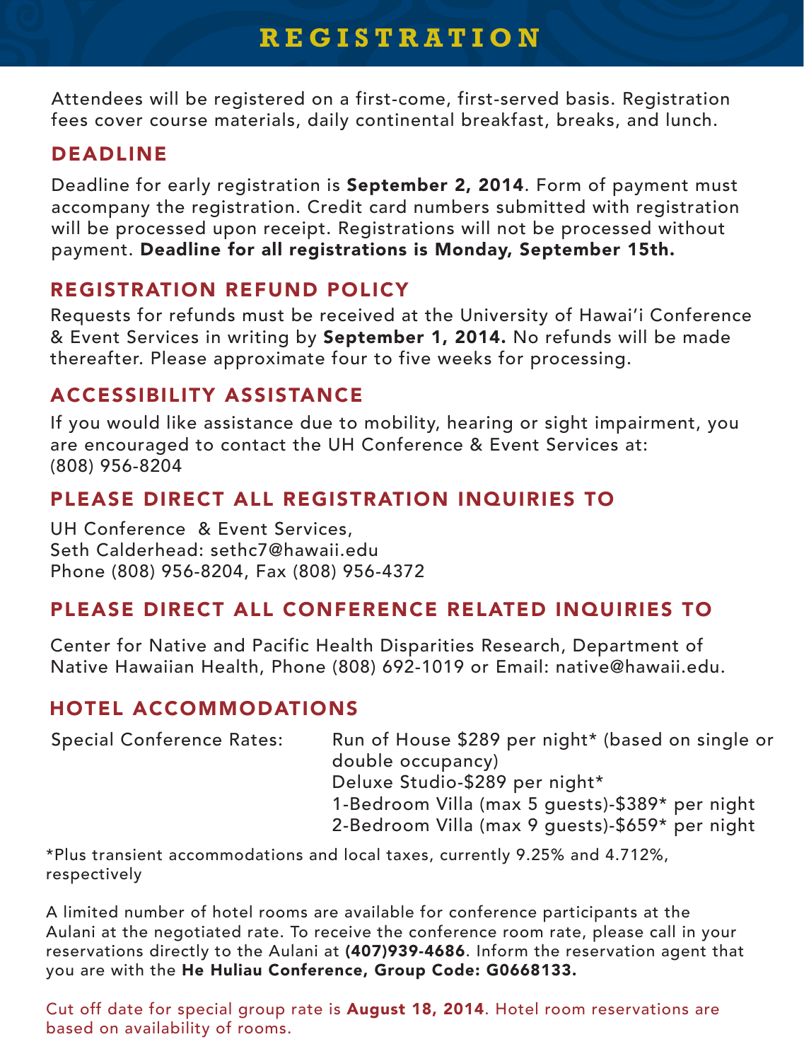# REGISTRATION

Attendees will be registered on a first-come, first-served basis. Registration fees cover course materials, daily continental breakfast, breaks, and lunch.

## DEADLINE

Deadline for early registration is **September 2, 2014**. Form of payment must accompany the registration. Credit card numbers submitted with registration will be processed upon receipt. Registrations will not be processed without payment. **Deadline for all registrations is Monday, September 15th.**

## REGISTRATION REFUND POLICY

Requests for refunds must be received at the University of Hawai'i Conference & Event Services in writing by **September 1, 2014.** No refunds will be made thereafter. Please approximate four to five weeks for processing.

## ACCESSIBILITY ASSISTANCE

If you would like assistance due to mobility, hearing or sight impairment, you are encouraged to contact the UH Conference & Event Services at: (808) 956-8204

## PLEASE DIRECT ALL REGISTRATION INQUIRIES TO

UH Conference & Event Services,
Seth Calderhead: sethc7@hawaii.edu
Phone (808) 956-8204, Fax (808) 956-4372

## PLEASE DIRECT ALL CONFERENCE RELATED INQUIRIES TO

Center for Native and Pacific Health Disparities Research, Department of Native Hawaiian Health, Phone (808) 692-1019 or Email: native@hawaii.edu.

## HOTEL ACCOMMODATIONS

Special Conference Rates:

- Run of House $289 per night* (based on single or double occupancy)
- Deluxe Studio-$289 per night*
- 1-Bedroom Villa (max 5 guests)-$389* per night
- 2-Bedroom Villa (max 9 guests)-$659* per night

*Plus transient accommodations and local taxes, currently 9.25% and 4.712%, respectively

A limited number of hotel rooms are available for conference participants at the Aulani at the negotiated rate. To receive the conference room rate, please call in your reservations directly to the Aulani at **(407)939-4686**. Inform the reservation agent that you are with the **He Huliau Conference, Group Code: G0668133.**

Cut off date for special group rate is **August 18, 2014**. Hotel room reservations are based on availability of rooms.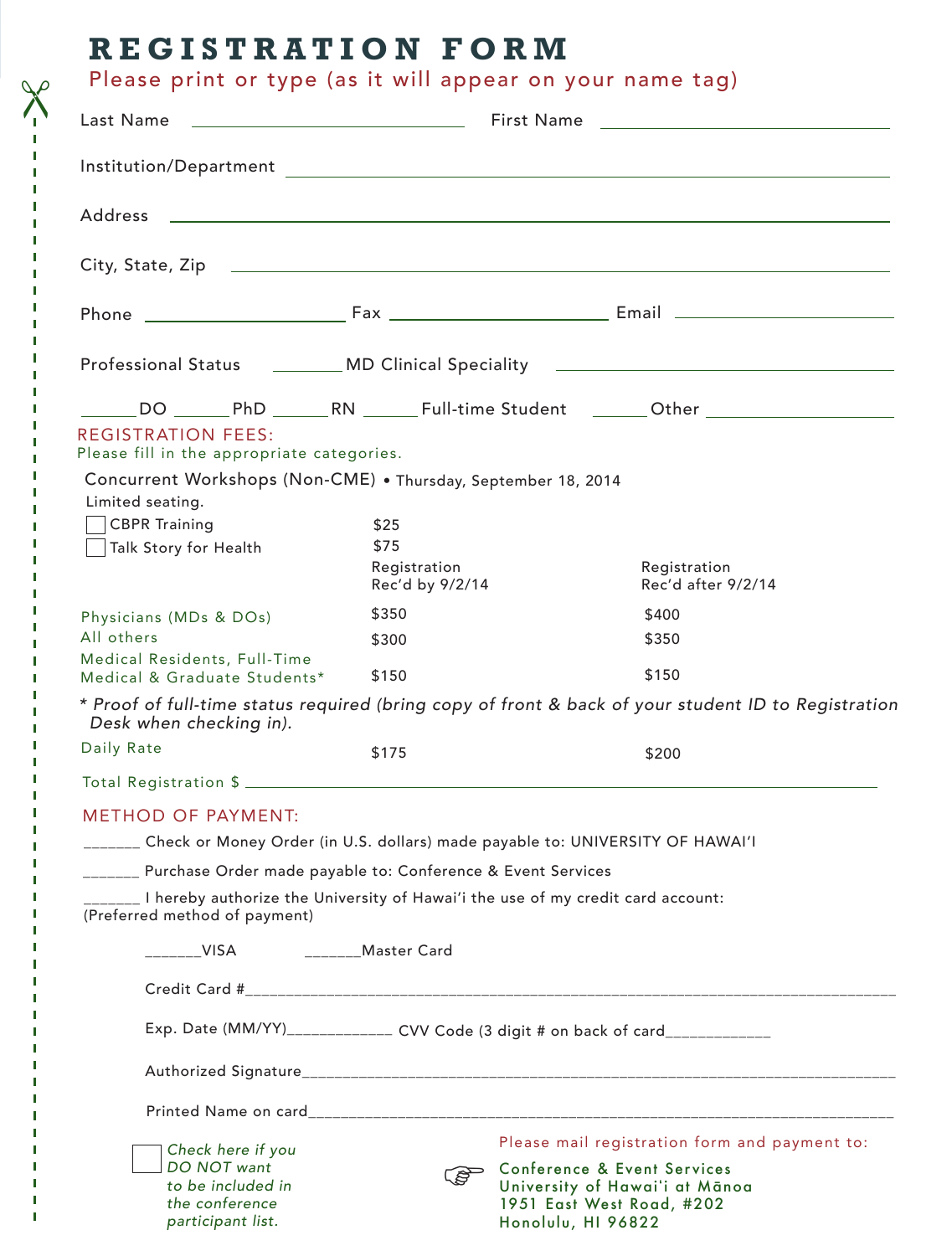# REGISTRATION FORM

Please print or type (as it will appear on your name tag)

Last Name ______________________ First Name ______________________

Institution/Department ______________________________________________

Address ______________________________________________

City, State, Zip ______________________________________________

Phone ________________ Fax ________________ Email ________________

Professional Status _______ MD Clinical Speciality ______________________

_____ DO _____ PhD _____ RN _____ Full-time Student _____ Other ________________

## REGISTRATION FEES:

Please fill in the appropriate categories.

Concurrent Workshops (Non-CME) • Thursday, September 18, 2014

Limited seating.

- [ ] CBPR Training $25
- [ ] Talk Story for Health $75

| | Registration Rec'd by 9/2/14 | Registration Rec'd after 9/2/14 |
|---|---|---|
| Physicians (MDs & DOs) | $350 | $400 |
| All others | $300 | $350 |
| Medical Residents, Full-Time Medical & Graduate Students* | $150 | $150 |
| Daily Rate | $175 | $200 |

*\* Proof of full-time status required (bring copy of front & back of your student ID to Registration Desk when checking in).*

Total Registration $ ______________________________________________

## METHOD OF PAYMENT:

______ Check or Money Order (in U.S. dollars) made payable to: UNIVERSITY OF HAWAI'I

______ Purchase Order made payable to: Conference & Event Services

______ I hereby authorize the University of Hawai'i the use of my credit card account: (Preferred method of payment)

______VISA ______Master Card

Credit Card #______________________________________________

Exp. Date (MM/YY)____________ CVV Code (3 digit # on back of card____________

Authorized Signature______________________________________________

Printed Name on card______________________________________________

- [ ] *Check here if you DO NOT want to be included in the conference participant list.*

Please mail registration form and payment to:

Conference & Event Services
University of Hawai'i at Mānoa
1951 East West Road, #202
Honolulu, HI 96822